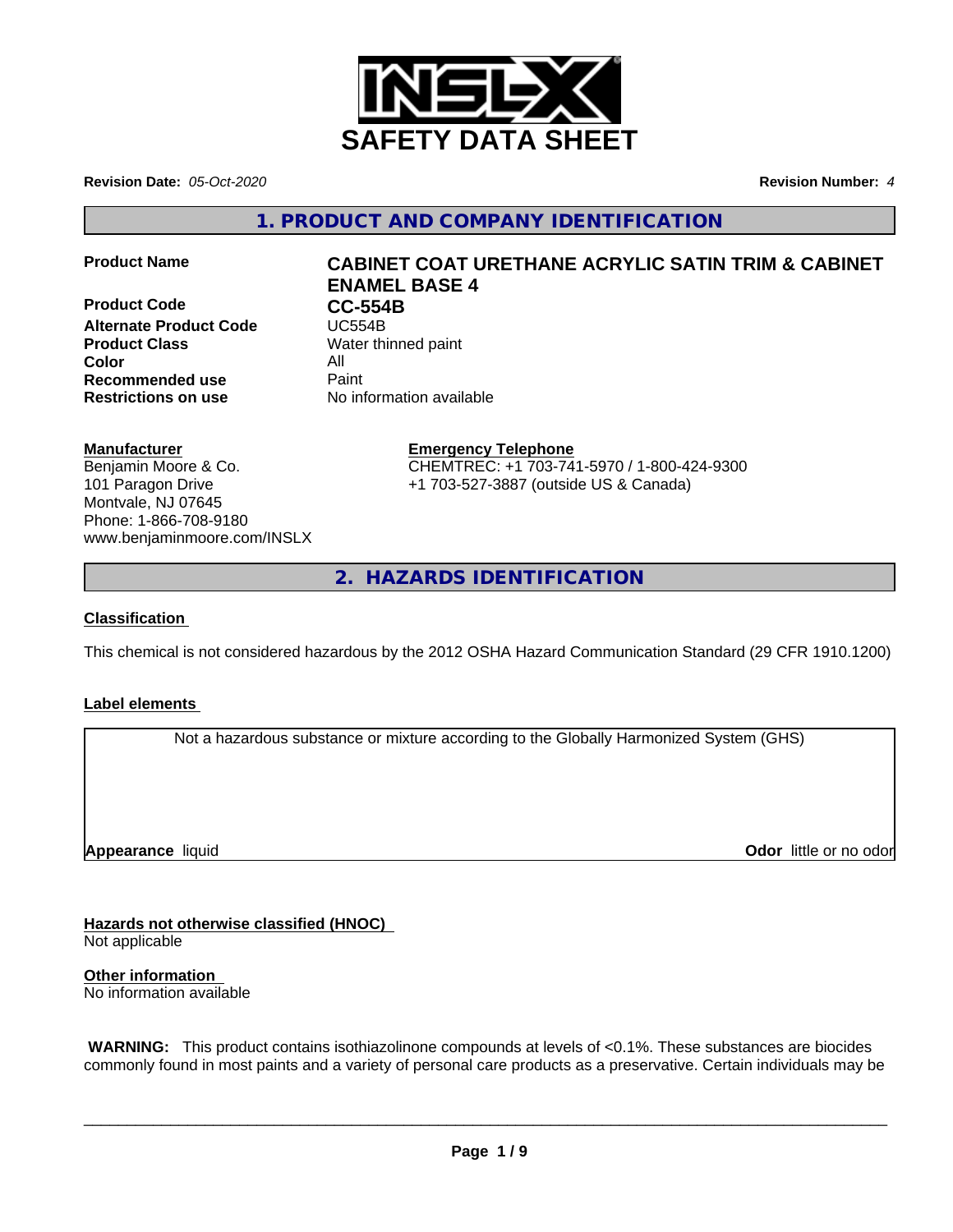# SAFETY DATA SHEET

**Revision Date:** *05-Oct-2020*

**Revision Number:** *4*

## 1. PRODUCT AND COMPANY IDENTIFICATION

| | |
|---|---|
| **Product Name** | **CABINET COAT URETHANE ACRYLIC SATIN TRIM & CABINET ENAMEL BASE 4** |
| **Product Code** | **CC-554B** |
| **Alternate Product Code** | UC554B |
| **Product Class** | Water thinned paint |
| **Color** | All |
| **Recommended use** | Paint |
| **Restrictions on use** | No information available |

**Manufacturer**
Benjamin Moore & Co.
101 Paragon Drive
Montvale, NJ 07645
Phone: 1-866-708-9180
www.benjaminmoore.com/INSLX

**Emergency Telephone**
CHEMTREC: +1 703-741-5970 / 1-800-424-9300
+1 703-527-3887 (outside US & Canada)

## 2. HAZARDS IDENTIFICATION

**Classification**

This chemical is not considered hazardous by the 2012 OSHA Hazard Communication Standard (29 CFR 1910.1200)

**Label elements**

Not a hazardous substance or mixture according to the Globally Harmonized System (GHS)

**Appearance** liquid

**Odor** little or no odor

**Hazards not otherwise classified (HNOC)**
Not applicable

**Other information**
No information available

**WARNING:** This product contains isothiazolinone compounds at levels of <0.1%. These substances are biocides commonly found in most paints and a variety of personal care products as a preservative. Certain individuals may be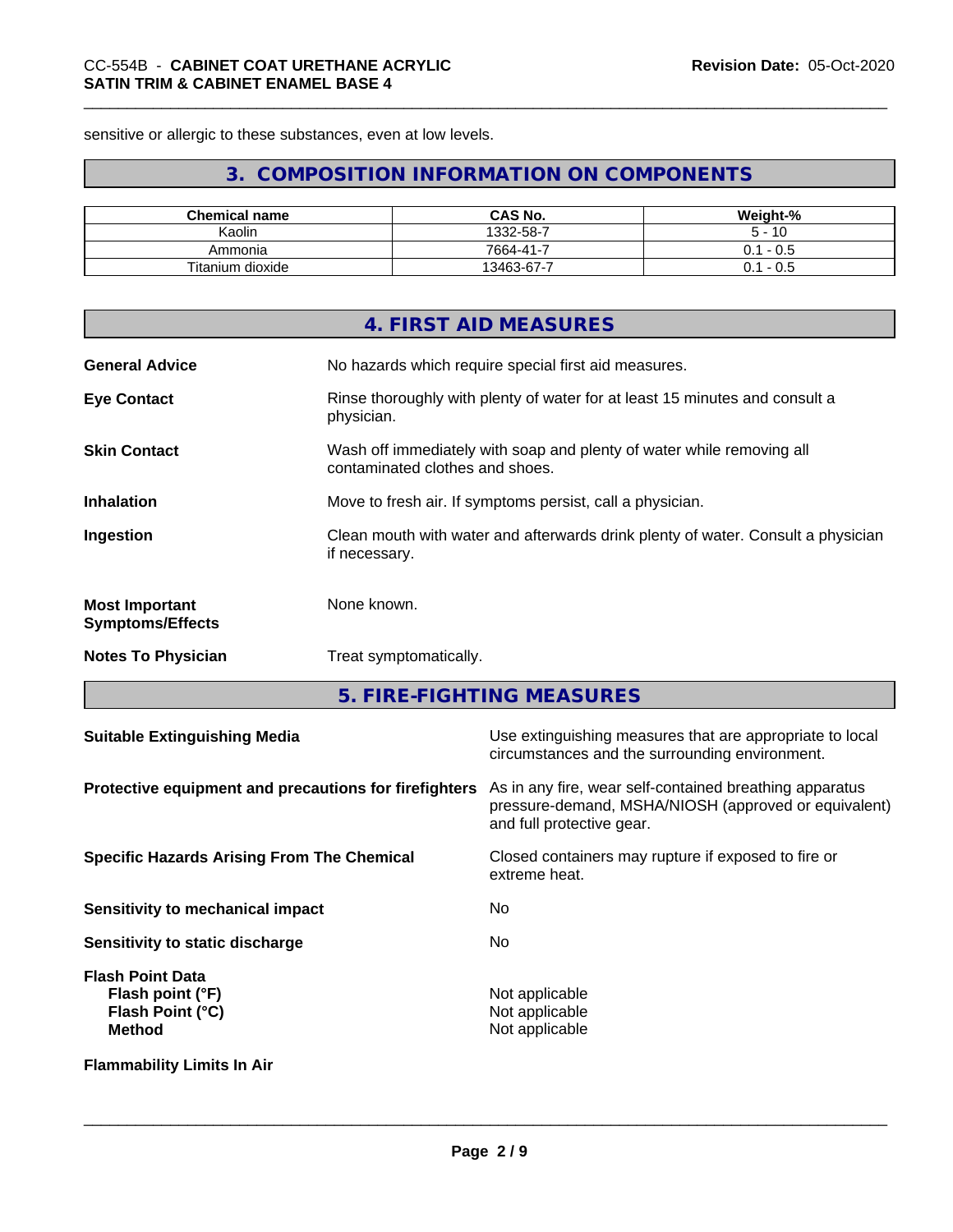sensitive or allergic to these substances, even at low levels.

## 3. COMPOSITION INFORMATION ON COMPONENTS

| Chemical name | CAS No. | Weight-% |
| --- | --- | --- |
| Kaolin | 1332-58-7 | 5 - 10 |
| Ammonia | 7664-41-7 | 0.1 - 0.5 |
| Titanium dioxide | 13463-67-7 | 0.1 - 0.5 |

## 4. FIRST AID MEASURES

**General Advice** No hazards which require special first aid measures.

**Eye Contact** Rinse thoroughly with plenty of water for at least 15 minutes and consult a physician.

**Skin Contact** Wash off immediately with soap and plenty of water while removing all contaminated clothes and shoes.

**Inhalation** Move to fresh air. If symptoms persist, call a physician.

**Ingestion** Clean mouth with water and afterwards drink plenty of water. Consult a physician if necessary.

**Most Important Symptoms/Effects** None known.

**Notes To Physician** Treat symptomatically.

## 5. FIRE-FIGHTING MEASURES

**Suitable Extinguishing Media** Use extinguishing measures that are appropriate to local circumstances and the surrounding environment.

**Protective equipment and precautions for firefighters** As in any fire, wear self-contained breathing apparatus pressure-demand, MSHA/NIOSH (approved or equivalent) and full protective gear.

**Specific Hazards Arising From The Chemical** Closed containers may rupture if exposed to fire or extreme heat.

**Sensitivity to mechanical impact** No

**Sensitivity to static discharge** No

**Flash Point Data**
- **Flash point (°F)** Not applicable
- **Flash Point (°C)** Not applicable
- **Method** Not applicable

**Flammability Limits In Air**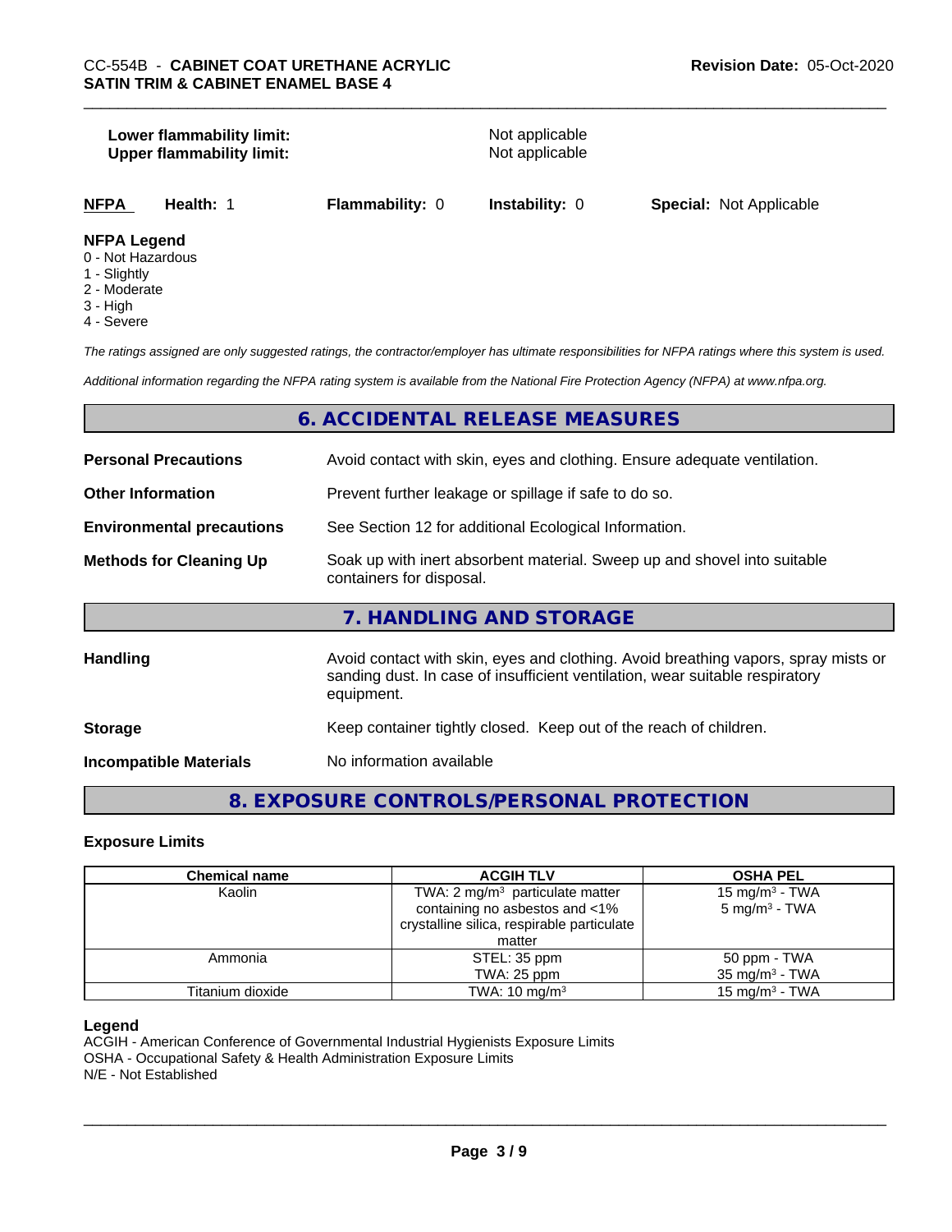**Lower flammability limit:** Not applicable
**Upper flammability limit:** Not applicable

| NFPA | Health: 1 | Flammability: 0 | Instability: 0 | Special: Not Applicable |
|---|---|---|---|---|

**NFPA Legend**
- 0 - Not Hazardous
- 1 - Slightly
- 2 - Moderate
- 3 - High
- 4 - Severe

*The ratings assigned are only suggested ratings, the contractor/employer has ultimate responsibilities for NFPA ratings where this system is used.*

*Additional information regarding the NFPA rating system is available from the National Fire Protection Agency (NFPA) at www.nfpa.org.*

## 6. ACCIDENTAL RELEASE MEASURES

**Personal Precautions** Avoid contact with skin, eyes and clothing. Ensure adequate ventilation.

**Other Information** Prevent further leakage or spillage if safe to do so.

**Environmental precautions** See Section 12 for additional Ecological Information.

**Methods for Cleaning Up** Soak up with inert absorbent material. Sweep up and shovel into suitable containers for disposal.

## 7. HANDLING AND STORAGE

**Handling** Avoid contact with skin, eyes and clothing. Avoid breathing vapors, spray mists or sanding dust. In case of insufficient ventilation, wear suitable respiratory equipment.

**Storage** Keep container tightly closed. Keep out of the reach of children.

**Incompatible Materials** No information available

## 8. EXPOSURE CONTROLS/PERSONAL PROTECTION

### Exposure Limits

| Chemical name | ACGIH TLV | OSHA PEL |
|---|---|---|
| Kaolin | TWA: 2 mg/m$^3$ particulate matter containing no asbestos and <1% crystalline silica, respirable particulate matter | 15 mg/m$^3$ - TWA<br>5 mg/m$^3$ - TWA |
| Ammonia | STEL: 35 ppm<br>TWA: 25 ppm | 50 ppm - TWA<br>35 mg/m$^3$ - TWA |
| Titanium dioxide | TWA: 10 mg/m$^3$ | 15 mg/m$^3$ - TWA |

**Legend**
ACGIH - American Conference of Governmental Industrial Hygienists Exposure Limits
OSHA - Occupational Safety & Health Administration Exposure Limits
N/E - Not Established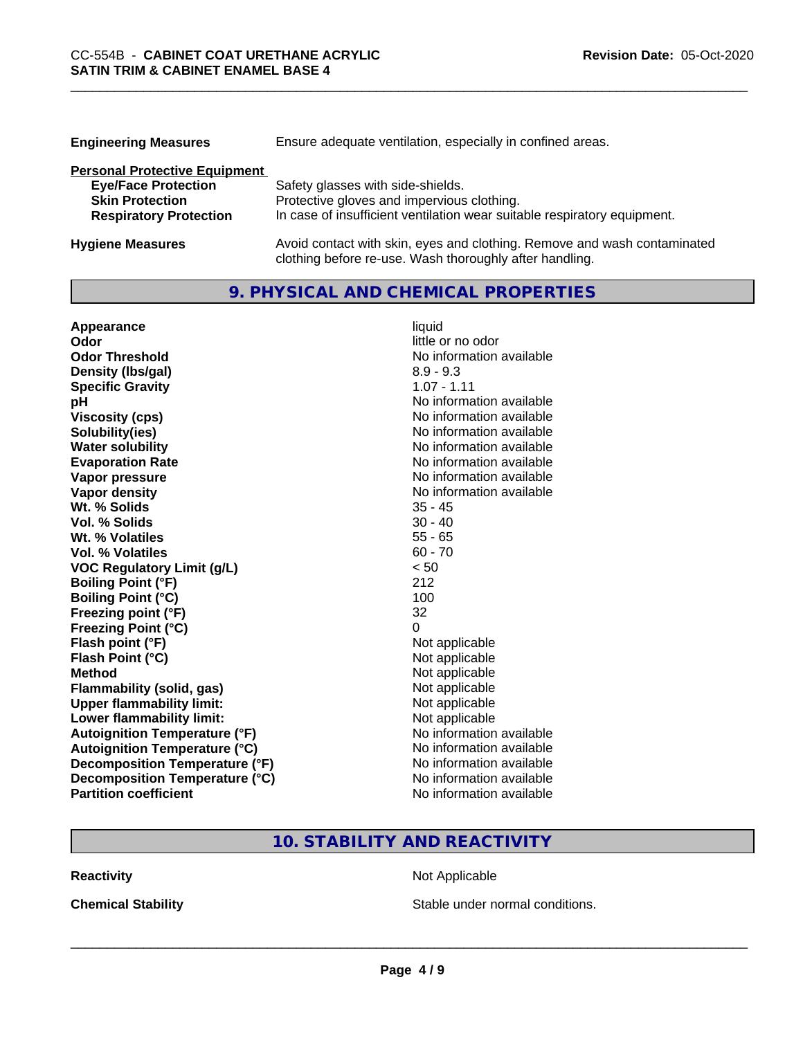| | |
|---|---|
| **Engineering Measures** | Ensure adequate ventilation, especially in confined areas. |

**Personal Protective Equipment**

| | |
|---|---|
| **Eye/Face Protection** | Safety glasses with side-shields. |
| **Skin Protection** | Protective gloves and impervious clothing. |
| **Respiratory Protection** | In case of insufficient ventilation wear suitable respiratory equipment. |

| | |
|---|---|
| **Hygiene Measures** | Avoid contact with skin, eyes and clothing. Remove and wash contaminated clothing before re-use. Wash thoroughly after handling. |

## 9. PHYSICAL AND CHEMICAL PROPERTIES

| | |
|---|---|
| **Appearance** | liquid |
| **Odor** | little or no odor |
| **Odor Threshold** | No information available |
| **Density (lbs/gal)** | 8.9 - 9.3 |
| **Specific Gravity** | 1.07 - 1.11 |
| **pH** | No information available |
| **Viscosity (cps)** | No information available |
| **Solubility(ies)** | No information available |
| **Water solubility** | No information available |
| **Evaporation Rate** | No information available |
| **Vapor pressure** | No information available |
| **Vapor density** | No information available |
| **Wt. % Solids** | 35 - 45 |
| **Vol. % Solids** | 30 - 40 |
| **Wt. % Volatiles** | 55 - 65 |
| **Vol. % Volatiles** | 60 - 70 |
| **VOC Regulatory Limit (g/L)** | < 50 |
| **Boiling Point (°F)** | 212 |
| **Boiling Point (°C)** | 100 |
| **Freezing point (°F)** | 32 |
| **Freezing Point (°C)** | 0 |
| **Flash point (°F)** | Not applicable |
| **Flash Point (°C)** | Not applicable |
| **Method** | Not applicable |
| **Flammability (solid, gas)** | Not applicable |
| **Upper flammability limit:** | Not applicable |
| **Lower flammability limit:** | Not applicable |
| **Autoignition Temperature (°F)** | No information available |
| **Autoignition Temperature (°C)** | No information available |
| **Decomposition Temperature (°F)** | No information available |
| **Decomposition Temperature (°C)** | No information available |
| **Partition coefficient** | No information available |

## 10. STABILITY AND REACTIVITY

| | |
|---|---|
| **Reactivity** | Not Applicable |
| **Chemical Stability** | Stable under normal conditions. |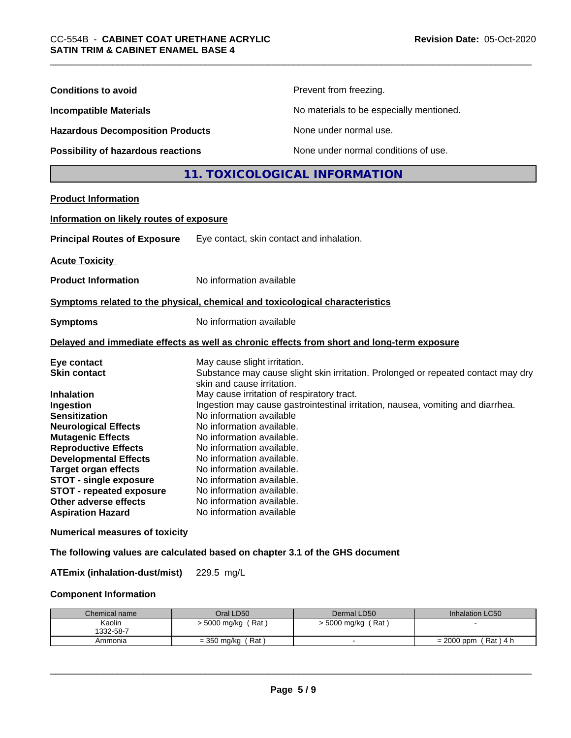| | |
|---|---|
| **Conditions to avoid** | Prevent from freezing. |
| **Incompatible Materials** | No materials to be especially mentioned. |
| **Hazardous Decomposition Products** | None under normal use. |
| **Possibility of hazardous reactions** | None under normal conditions of use. |

## 11. TOXICOLOGICAL INFORMATION

**Product Information**

**Information on likely routes of exposure**

**Principal Routes of Exposure** Eye contact, skin contact and inhalation.

**Acute Toxicity**

**Product Information** No information available

**Symptoms related to the physical, chemical and toxicological characteristics**

**Symptoms** No information available

**Delayed and immediate effects as well as chronic effects from short and long-term exposure**

| | |
|---|---|
| **Eye contact** | May cause slight irritation. |
| **Skin contact** | Substance may cause slight skin irritation. Prolonged or repeated contact may dry skin and cause irritation. |
| **Inhalation** | May cause irritation of respiratory tract. |
| **Ingestion** | Ingestion may cause gastrointestinal irritation, nausea, vomiting and diarrhea. |
| **Sensitization** | No information available |
| **Neurological Effects** | No information available. |
| **Mutagenic Effects** | No information available. |
| **Reproductive Effects** | No information available. |
| **Developmental Effects** | No information available. |
| **Target organ effects** | No information available. |
| **STOT - single exposure** | No information available. |
| **STOT - repeated exposure** | No information available. |
| **Other adverse effects** | No information available. |
| **Aspiration Hazard** | No information available |

**Numerical measures of toxicity**

**The following values are calculated based on chapter 3.1 of the GHS document**

**ATEmix (inhalation-dust/mist)** 229.5 mg/L

**Component Information**

| Chemical name | Oral LD50 | Dermal LD50 | Inhalation LC50 |
|---|---|---|---|
| Kaolin<br>1332-58-7 | > 5000 mg/kg ( Rat ) | > 5000 mg/kg ( Rat ) | - |
| Ammonia | = 350 mg/kg ( Rat ) | - | = 2000 ppm ( Rat ) 4 h |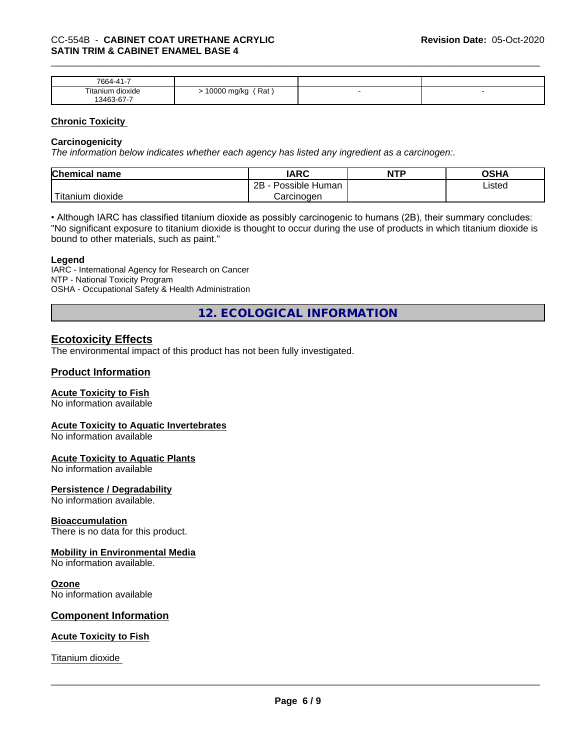| | | | |
|---|---|---|---|
| 7664-41-7 | | | |
| Titanium dioxide<br>13463-67-7 | > 10000 mg/kg ( Rat ) | - | - |

### Chronic Toxicity

**Carcinogenicity**

*The information below indicates whether each agency has listed any ingredient as a carcinogen:.*

| Chemical name | IARC | NTP | OSHA |
|---|---|---|---|
| Titanium dioxide | 2B - Possible Human Carcinogen | | Listed |

• Although IARC has classified titanium dioxide as possibly carcinogenic to humans (2B), their summary concludes: "No significant exposure to titanium dioxide is thought to occur during the use of products in which titanium dioxide is bound to other materials, such as paint."

**Legend**

IARC - International Agency for Research on Cancer
NTP - National Toxicity Program
OSHA - Occupational Safety & Health Administration

## 12. ECOLOGICAL INFORMATION

### Ecotoxicity Effects

The environmental impact of this product has not been fully investigated.

### Product Information

**Acute Toxicity to Fish**
No information available

**Acute Toxicity to Aquatic Invertebrates**
No information available

**Acute Toxicity to Aquatic Plants**
No information available

**Persistence / Degradability**
No information available.

**Bioaccumulation**
There is no data for this product.

**Mobility in Environmental Media**
No information available.

**Ozone**
No information available

### Component Information

**Acute Toxicity to Fish**

Titanium dioxide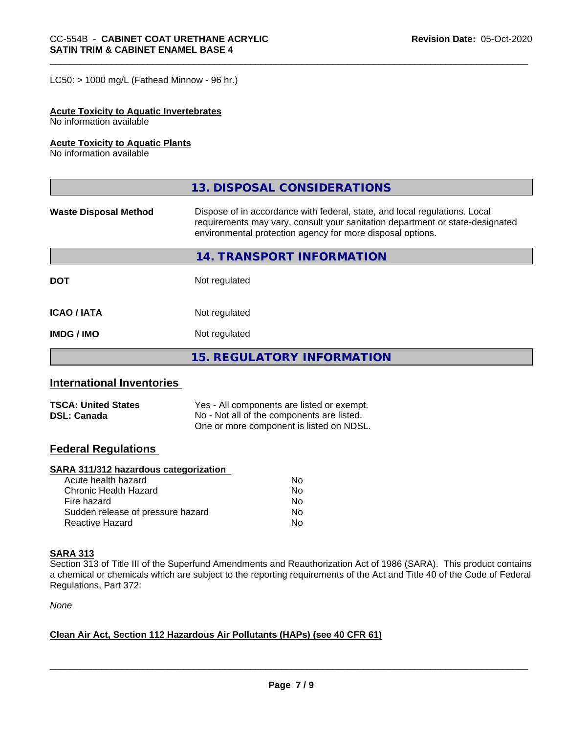LC50: > 1000 mg/L (Fathead Minnow - 96 hr.)

**Acute Toxicity to Aquatic Invertebrates**
No information available

**Acute Toxicity to Aquatic Plants**
No information available

## 13. DISPOSAL CONSIDERATIONS

**Waste Disposal Method** Dispose of in accordance with federal, state, and local regulations. Local requirements may vary, consult your sanitation department or state-designated environmental protection agency for more disposal options.

## 14. TRANSPORT INFORMATION

| | |
|---|---|
| **DOT** | Not regulated |
| **ICAO / IATA** | Not regulated |
| **IMDG / IMO** | Not regulated |

## 15. REGULATORY INFORMATION

### International Inventories

| | |
|---|---|
| **TSCA: United States** | Yes - All components are listed or exempt. |
| **DSL: Canada** | No - Not all of the components are listed. One or more component is listed on NDSL. |

### Federal Regulations

**SARA 311/312 hazardous categorization**

| | |
|---|---|
| Acute health hazard | No |
| Chronic Health Hazard | No |
| Fire hazard | No |
| Sudden release of pressure hazard | No |
| Reactive Hazard | No |

**SARA 313**
Section 313 of Title III of the Superfund Amendments and Reauthorization Act of 1986 (SARA). This product contains a chemical or chemicals which are subject to the reporting requirements of the Act and Title 40 of the Code of Federal Regulations, Part 372:

*None*

**Clean Air Act, Section 112 Hazardous Air Pollutants (HAPs) (see 40 CFR 61)**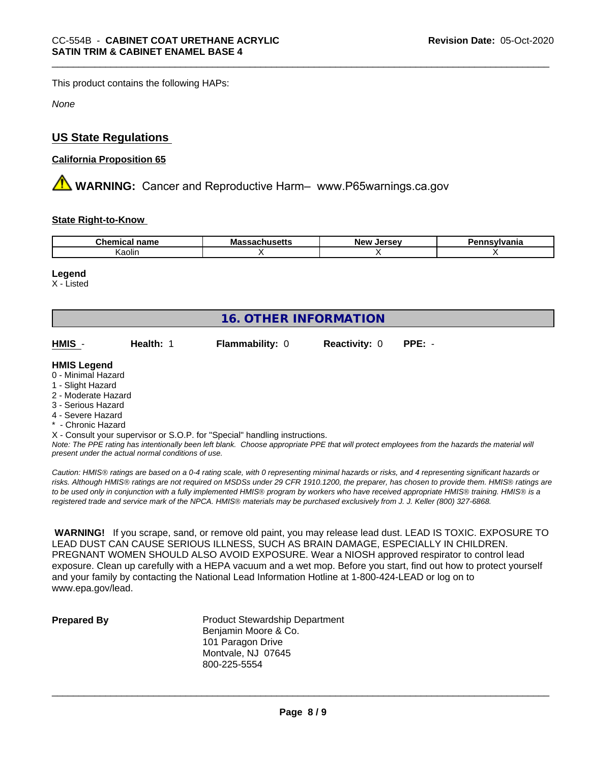This product contains the following HAPs:

*None*

## US State Regulations

**California Proposition 65**

⚠ **WARNING:** Cancer and Reproductive Harm– www.P65warnings.ca.gov

**State Right-to-Know**

| Chemical name | Massachusetts | New Jersey | Pennsylvania |
|---|---|---|---|
| Kaolin | X | X | X |

**Legend**

X - Listed

## 16. OTHER INFORMATION

**HMIS** - **Health:** 1 **Flammability:** 0 **Reactivity:** 0 **PPE:** -

**HMIS Legend**

0 - Minimal Hazard
1 - Slight Hazard
2 - Moderate Hazard
3 - Serious Hazard
4 - Severe Hazard
* - Chronic Hazard
X - Consult your supervisor or S.O.P. for "Special" handling instructions.

*Note: The PPE rating has intentionally been left blank. Choose appropriate PPE that will protect employees from the hazards the material will present under the actual normal conditions of use.*

*Caution: HMIS® ratings are based on a 0-4 rating scale, with 0 representing minimal hazards or risks, and 4 representing significant hazards or risks. Although HMIS® ratings are not required on MSDSs under 29 CFR 1910.1200, the preparer, has chosen to provide them. HMIS® ratings are to be used only in conjunction with a fully implemented HMIS® program by workers who have received appropriate HMIS® training. HMIS® is a registered trade and service mark of the NPCA. HMIS® materials may be purchased exclusively from J. J. Keller (800) 327-6868.*

**WARNING!** If you scrape, sand, or remove old paint, you may release lead dust. LEAD IS TOXIC. EXPOSURE TO LEAD DUST CAN CAUSE SERIOUS ILLNESS, SUCH AS BRAIN DAMAGE, ESPECIALLY IN CHILDREN. PREGNANT WOMEN SHOULD ALSO AVOID EXPOSURE. Wear a NIOSH approved respirator to control lead exposure. Clean up carefully with a HEPA vacuum and a wet mop. Before you start, find out how to protect yourself and your family by contacting the National Lead Information Hotline at 1-800-424-LEAD or log on to www.epa.gov/lead.

**Prepared By**

Product Stewardship Department
Benjamin Moore & Co.
101 Paragon Drive
Montvale, NJ 07645
800-225-5554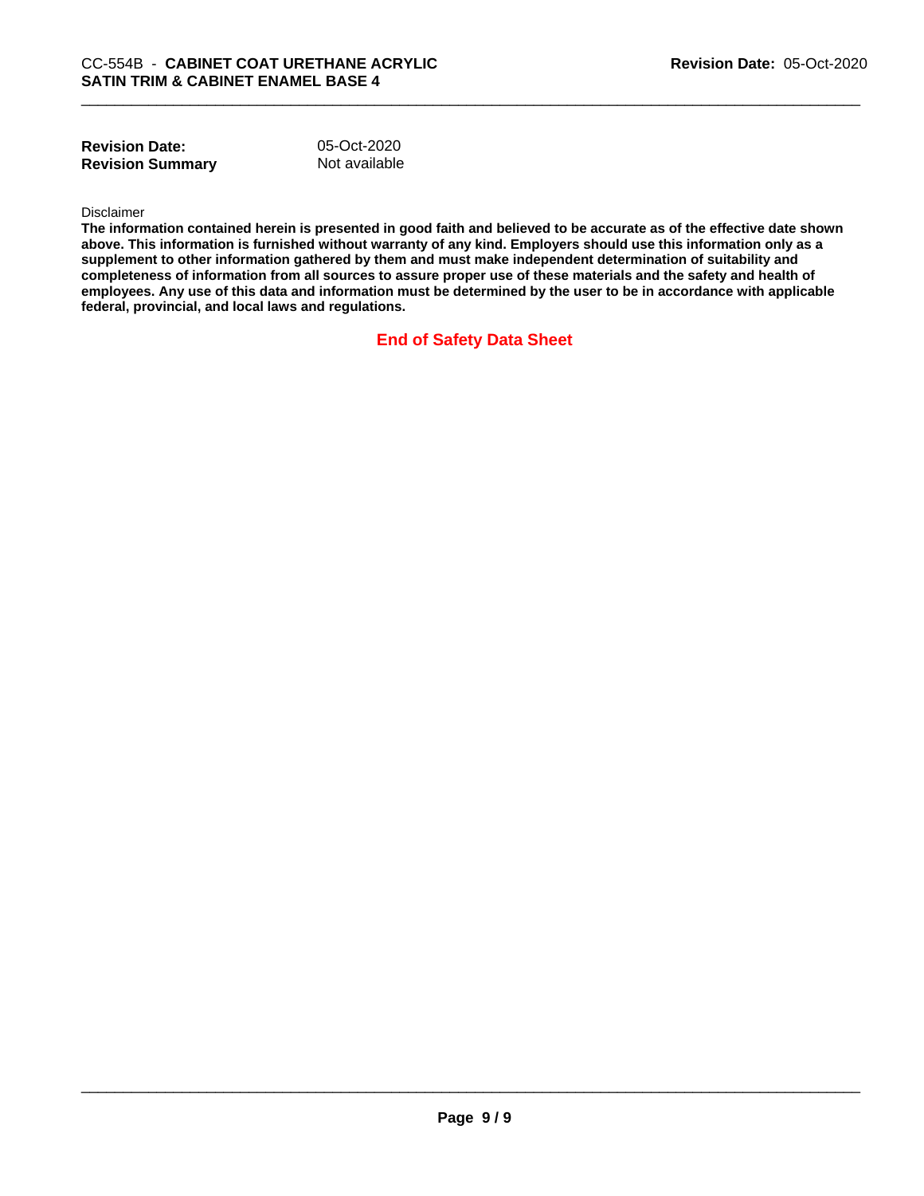| | |
|---|---|
| **Revision Date:** | 05-Oct-2020 |
| **Revision Summary** | Not available |

Disclaimer

**The information contained herein is presented in good faith and believed to be accurate as of the effective date shown above. This information is furnished without warranty of any kind. Employers should use this information only as a supplement to other information gathered by them and must make independent determination of suitability and completeness of information from all sources to assure proper use of these materials and the safety and health of employees. Any use of this data and information must be determined by the user to be in accordance with applicable federal, provincial, and local laws and regulations.**

**End of Safety Data Sheet**